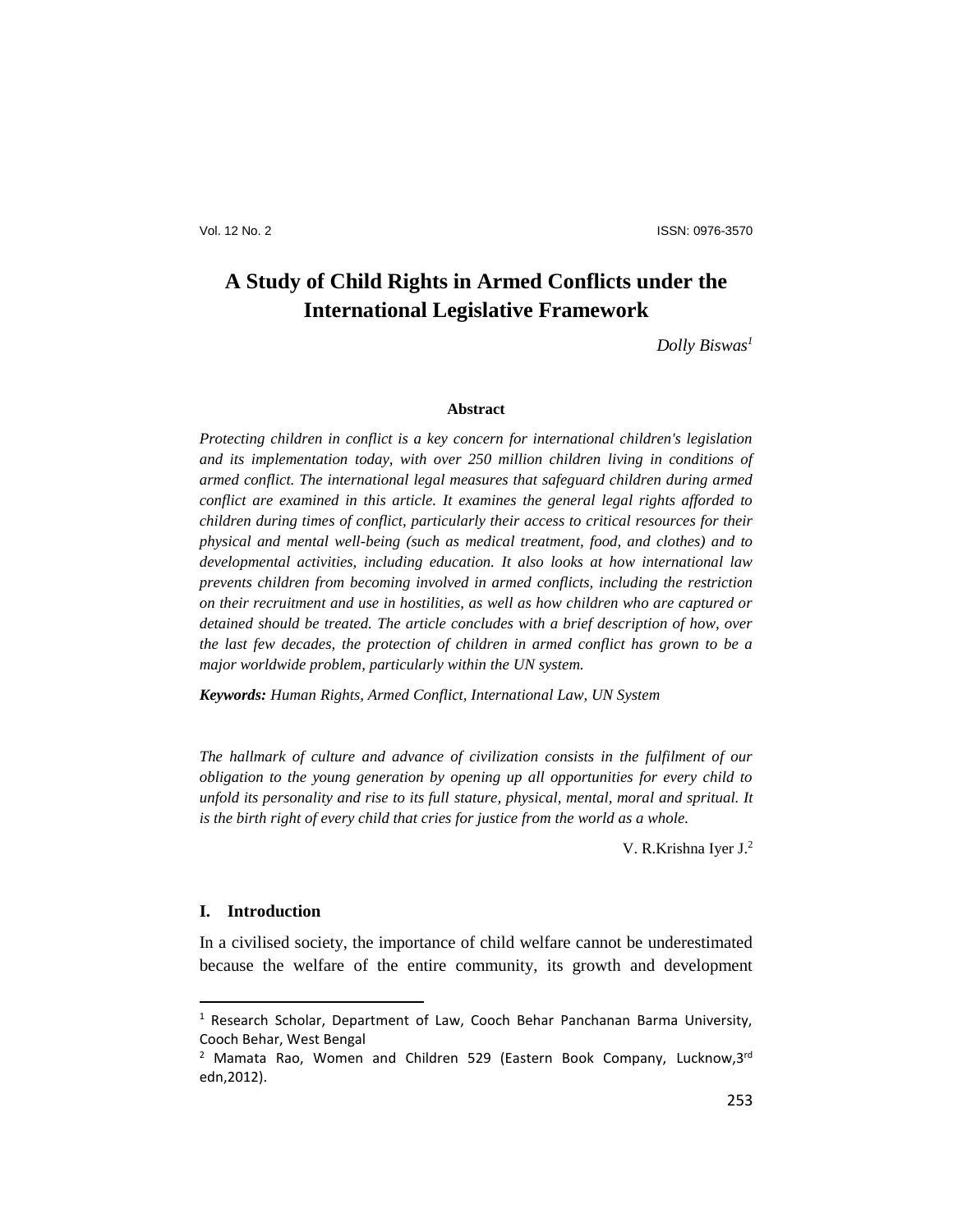# A Study of Child Rights in Armed Conflicts under the International Legislative Framework

*Dolly Biswas*[1]

**Abstract**

*Protecting children in conflict is a key concern for international children's legislation and its implementation today, with over 250 million children living in conditions of armed conflict. The international legal measures that safeguard children during armed conflict are examined in this article. It examines the general legal rights afforded to children during times of conflict, particularly their access to critical resources for their physical and mental well-being (such as medical treatment, food, and clothes) and to developmental activities, including education. It also looks at how international law prevents children from becoming involved in armed conflicts, including the restriction on their recruitment and use in hostilities, as well as how children who are captured or detained should be treated. The article concludes with a brief description of how, over the last few decades, the protection of children in armed conflict has grown to be a major worldwide problem, particularly within the UN system.*

***Keywords:*** *Human Rights, Armed Conflict, International Law, UN System*

*The hallmark of culture and advance of civilization consists in the fulfilment of our obligation to the young generation by opening up all opportunities for every child to unfold its personality and rise to its full stature, physical, mental, moral and spritual. It is the birth right of every child that cries for justice from the world as a whole.*

V. R.Krishna Iyer J.[2]

## I. Introduction

In a civilised society, the importance of child welfare cannot be underestimated because the welfare of the entire community, its growth and development

---

[1] Research Scholar, Department of Law, Cooch Behar Panchanan Barma University, Cooch Behar, West Bengal

[2] Mamata Rao, Women and Children 529 (Eastern Book Company, Lucknow,3rd edn,2012).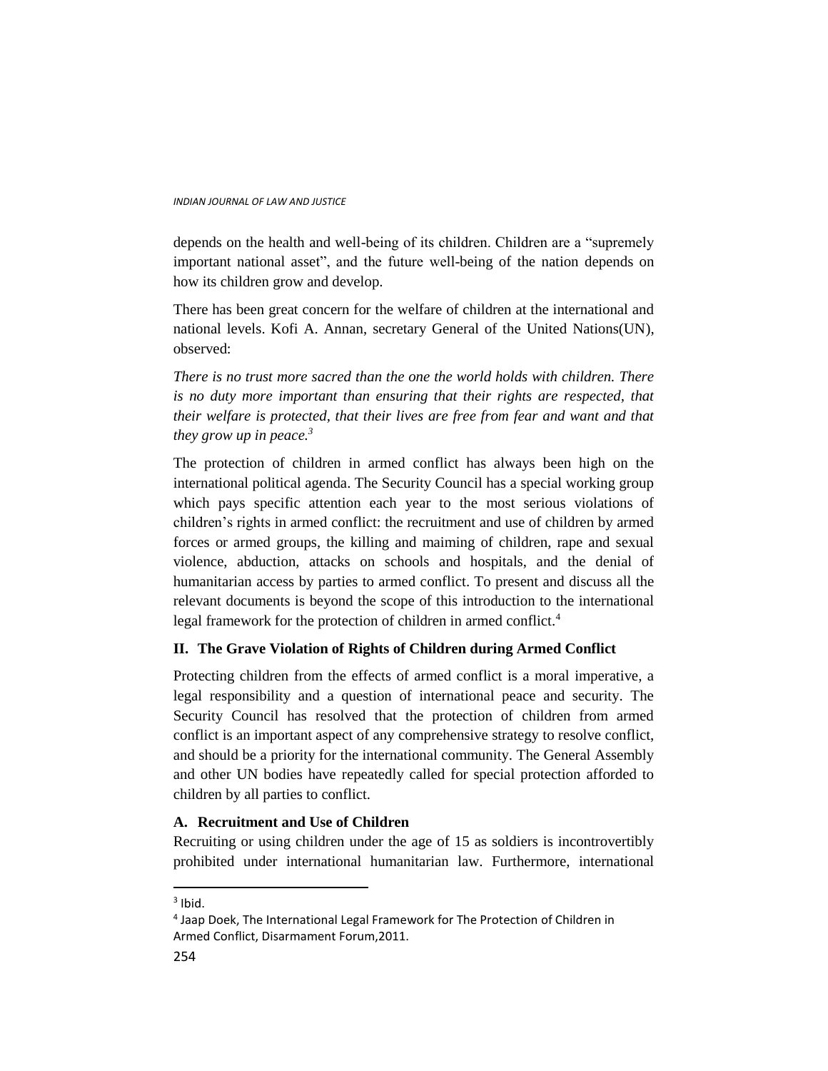depends on the health and well-being of its children. Children are a "supremely important national asset", and the future well-being of the nation depends on how its children grow and develop.

There has been great concern for the welfare of children at the international and national levels. Kofi A. Annan, secretary General of the United Nations(UN), observed:

*There is no trust more sacred than the one the world holds with children. There is no duty more important than ensuring that their rights are respected, that their welfare is protected, that their lives are free from fear and want and that they grow up in peace.*[3]

The protection of children in armed conflict has always been high on the international political agenda. The Security Council has a special working group which pays specific attention each year to the most serious violations of children's rights in armed conflict: the recruitment and use of children by armed forces or armed groups, the killing and maiming of children, rape and sexual violence, abduction, attacks on schools and hospitals, and the denial of humanitarian access by parties to armed conflict. To present and discuss all the relevant documents is beyond the scope of this introduction to the international legal framework for the protection of children in armed conflict.[4]

## II. The Grave Violation of Rights of Children during Armed Conflict

Protecting children from the effects of armed conflict is a moral imperative, a legal responsibility and a question of international peace and security. The Security Council has resolved that the protection of children from armed conflict is an important aspect of any comprehensive strategy to resolve conflict, and should be a priority for the international community. The General Assembly and other UN bodies have repeatedly called for special protection afforded to children by all parties to conflict.

### A. Recruitment and Use of Children

Recruiting or using children under the age of 15 as soldiers is incontrovertibly prohibited under international humanitarian law. Furthermore, international

---

[3] Ibid.

[4] Jaap Doek, The International Legal Framework for The Protection of Children in Armed Conflict, Disarmament Forum,2011.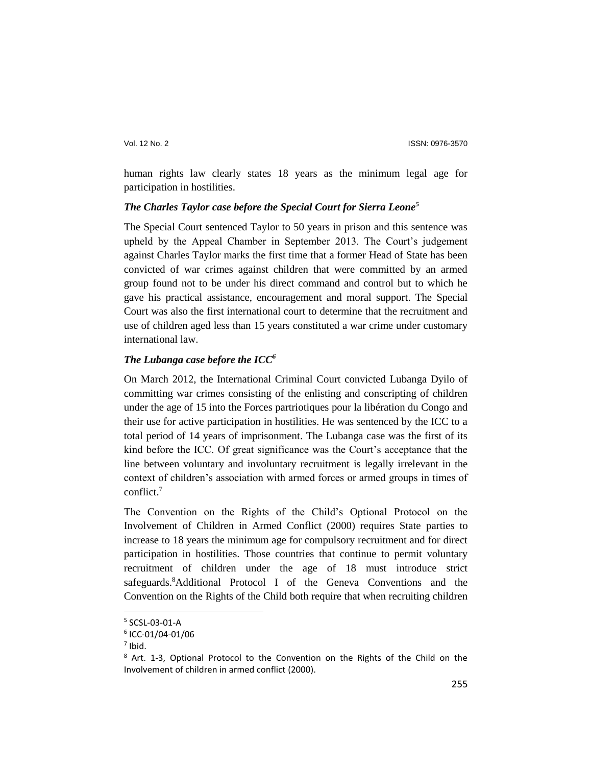human rights law clearly states 18 years as the minimum legal age for participation in hostilities.

### *The Charles Taylor case before the Special Court for Sierra Leone*[5]

The Special Court sentenced Taylor to 50 years in prison and this sentence was upheld by the Appeal Chamber in September 2013. The Court's judgement against Charles Taylor marks the first time that a former Head of State has been convicted of war crimes against children that were committed by an armed group found not to be under his direct command and control but to which he gave his practical assistance, encouragement and moral support. The Special Court was also the first international court to determine that the recruitment and use of children aged less than 15 years constituted a war crime under customary international law.

### *The Lubanga case before the ICC*[6]

On March 2012, the International Criminal Court convicted Lubanga Dyilo of committing war crimes consisting of the enlisting and conscripting of children under the age of 15 into the Forces partriotiques pour la libération du Congo and their use for active participation in hostilities. He was sentenced by the ICC to a total period of 14 years of imprisonment. The Lubanga case was the first of its kind before the ICC. Of great significance was the Court's acceptance that the line between voluntary and involuntary recruitment is legally irrelevant in the context of children's association with armed forces or armed groups in times of conflict.[7]

The Convention on the Rights of the Child's Optional Protocol on the Involvement of Children in Armed Conflict (2000) requires State parties to increase to 18 years the minimum age for compulsory recruitment and for direct participation in hostilities. Those countries that continue to permit voluntary recruitment of children under the age of 18 must introduce strict safeguards.[8]Additional Protocol I of the Geneva Conventions and the Convention on the Rights of the Child both require that when recruiting children

---

[5] SCSL-03-01-A

[6] ICC-01/04-01/06

[7] Ibid.

[8] Art. 1-3, Optional Protocol to the Convention on the Rights of the Child on the Involvement of children in armed conflict (2000).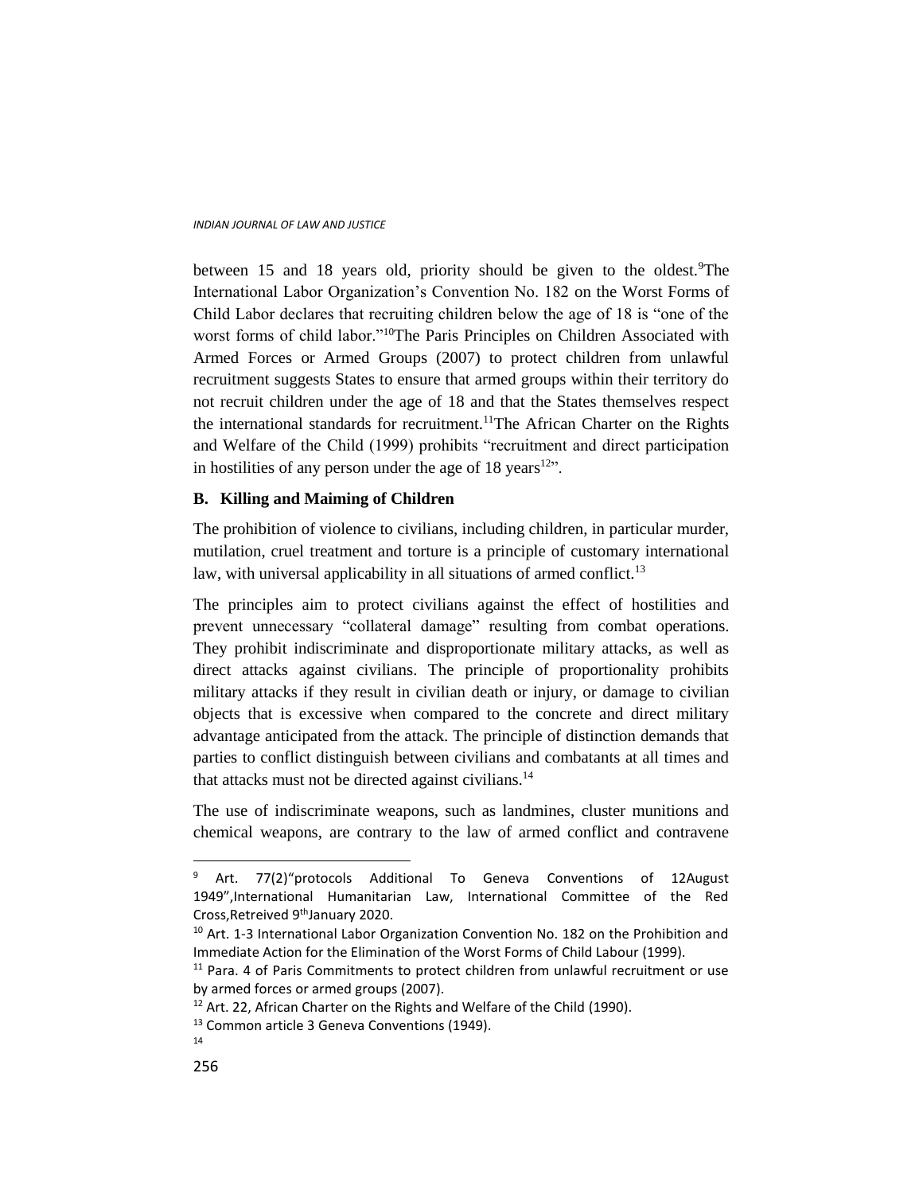between 15 and 18 years old, priority should be given to the oldest.[9]The International Labor Organization's Convention No. 182 on the Worst Forms of Child Labor declares that recruiting children below the age of 18 is "one of the worst forms of child labor."[10]The Paris Principles on Children Associated with Armed Forces or Armed Groups (2007) to protect children from unlawful recruitment suggests States to ensure that armed groups within their territory do not recruit children under the age of 18 and that the States themselves respect the international standards for recruitment.[11]The African Charter on the Rights and Welfare of the Child (1999) prohibits "recruitment and direct participation in hostilities of any person under the age of 18 years[12]".

**B. Killing and Maiming of Children**

The prohibition of violence to civilians, including children, in particular murder, mutilation, cruel treatment and torture is a principle of customary international law, with universal applicability in all situations of armed conflict.[13]

The principles aim to protect civilians against the effect of hostilities and prevent unnecessary "collateral damage" resulting from combat operations. They prohibit indiscriminate and disproportionate military attacks, as well as direct attacks against civilians. The principle of proportionality prohibits military attacks if they result in civilian death or injury, or damage to civilian objects that is excessive when compared to the concrete and direct military advantage anticipated from the attack. The principle of distinction demands that parties to conflict distinguish between civilians and combatants at all times and that attacks must not be directed against civilians.[14]

The use of indiscriminate weapons, such as landmines, cluster munitions and chemical weapons, are contrary to the law of armed conflict and contravene

---

[9] Art. 77(2)"protocols Additional To Geneva Conventions of 12August 1949",International Humanitarian Law, International Committee of the Red Cross,Retreived 9thJanuary 2020.

[10] Art. 1-3 International Labor Organization Convention No. 182 on the Prohibition and Immediate Action for the Elimination of the Worst Forms of Child Labour (1999).

[11] Para. 4 of Paris Commitments to protect children from unlawful recruitment or use by armed forces or armed groups (2007).

[12] Art. 22, African Charter on the Rights and Welfare of the Child (1990).

[13] Common article 3 Geneva Conventions (1949).

[14]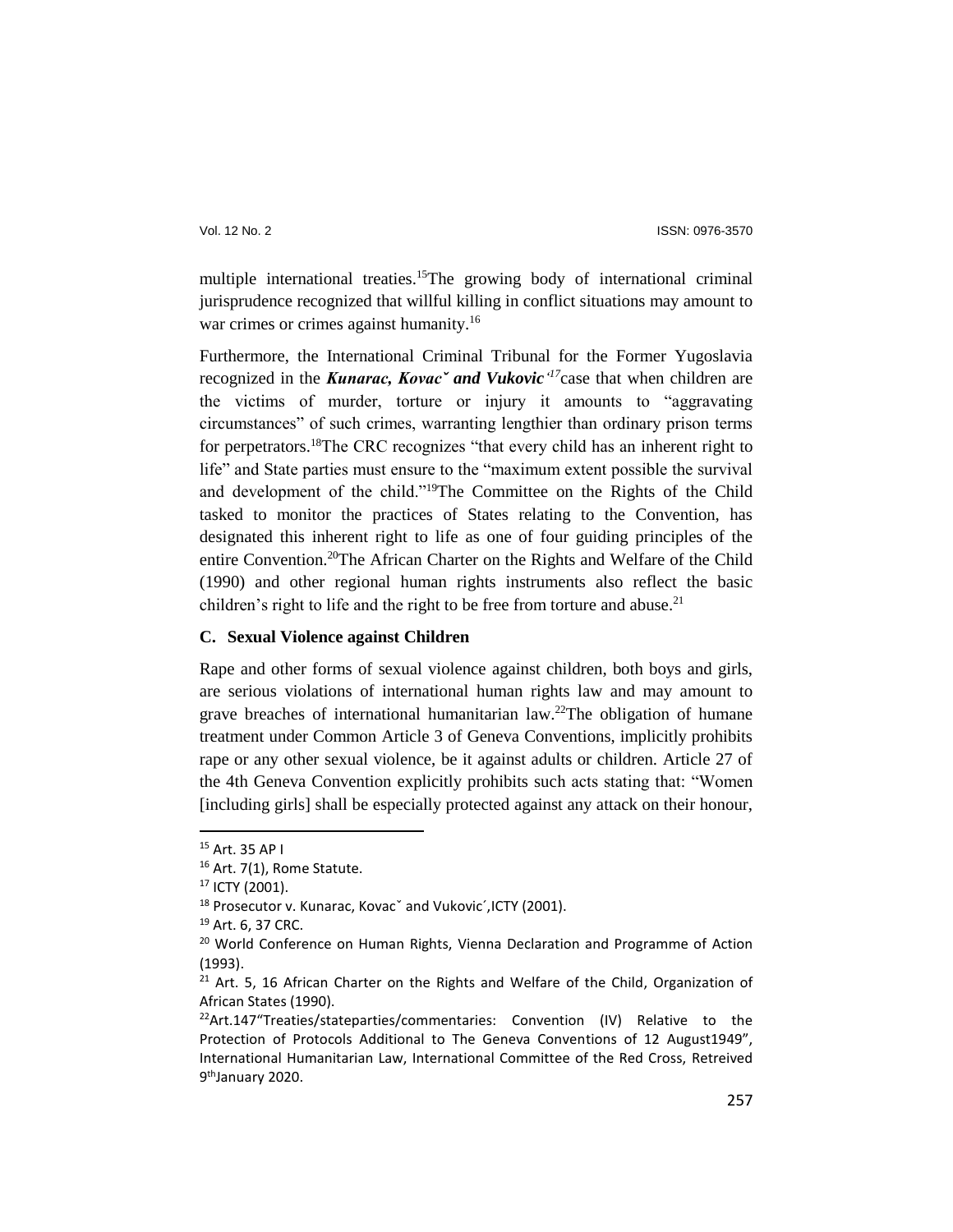multiple international treaties.[15]The growing body of international criminal jurisprudence recognized that willful killing in conflict situations may amount to war crimes or crimes against humanity.[16]

Furthermore, the International Criminal Tribunal for the Former Yugoslavia recognized in the ***Kunarac, Kovacˇ and Vukovic´***[17]case that when children are the victims of murder, torture or injury it amounts to "aggravating circumstances" of such crimes, warranting lengthier than ordinary prison terms for perpetrators.[18]The CRC recognizes "that every child has an inherent right to life" and State parties must ensure to the "maximum extent possible the survival and development of the child."[19]The Committee on the Rights of the Child tasked to monitor the practices of States relating to the Convention, has designated this inherent right to life as one of four guiding principles of the entire Convention.[20]The African Charter on the Rights and Welfare of the Child (1990) and other regional human rights instruments also reflect the basic children's right to life and the right to be free from torture and abuse.[21]

### C. Sexual Violence against Children

Rape and other forms of sexual violence against children, both boys and girls, are serious violations of international human rights law and may amount to grave breaches of international humanitarian law.[22]The obligation of humane treatment under Common Article 3 of Geneva Conventions, implicitly prohibits rape or any other sexual violence, be it against adults or children. Article 27 of the 4th Geneva Convention explicitly prohibits such acts stating that: "Women [including girls] shall be especially protected against any attack on their honour,

---

[15] Art. 35 AP I

[16] Art. 7(1), Rome Statute.

[17] ICTY (2001).

[18] Prosecutor v. Kunarac, Kovacˇ and Vukovic´,ICTY (2001).

[19] Art. 6, 37 CRC.

[20] World Conference on Human Rights, Vienna Declaration and Programme of Action (1993).

[21] Art. 5, 16 African Charter on the Rights and Welfare of the Child, Organization of African States (1990).

[22] Art.147"Treaties/stateparties/commentaries: Convention (IV) Relative to the Protection of Protocols Additional to The Geneva Conventions of 12 August1949", International Humanitarian Law, International Committee of the Red Cross, Retreived 9thJanuary 2020.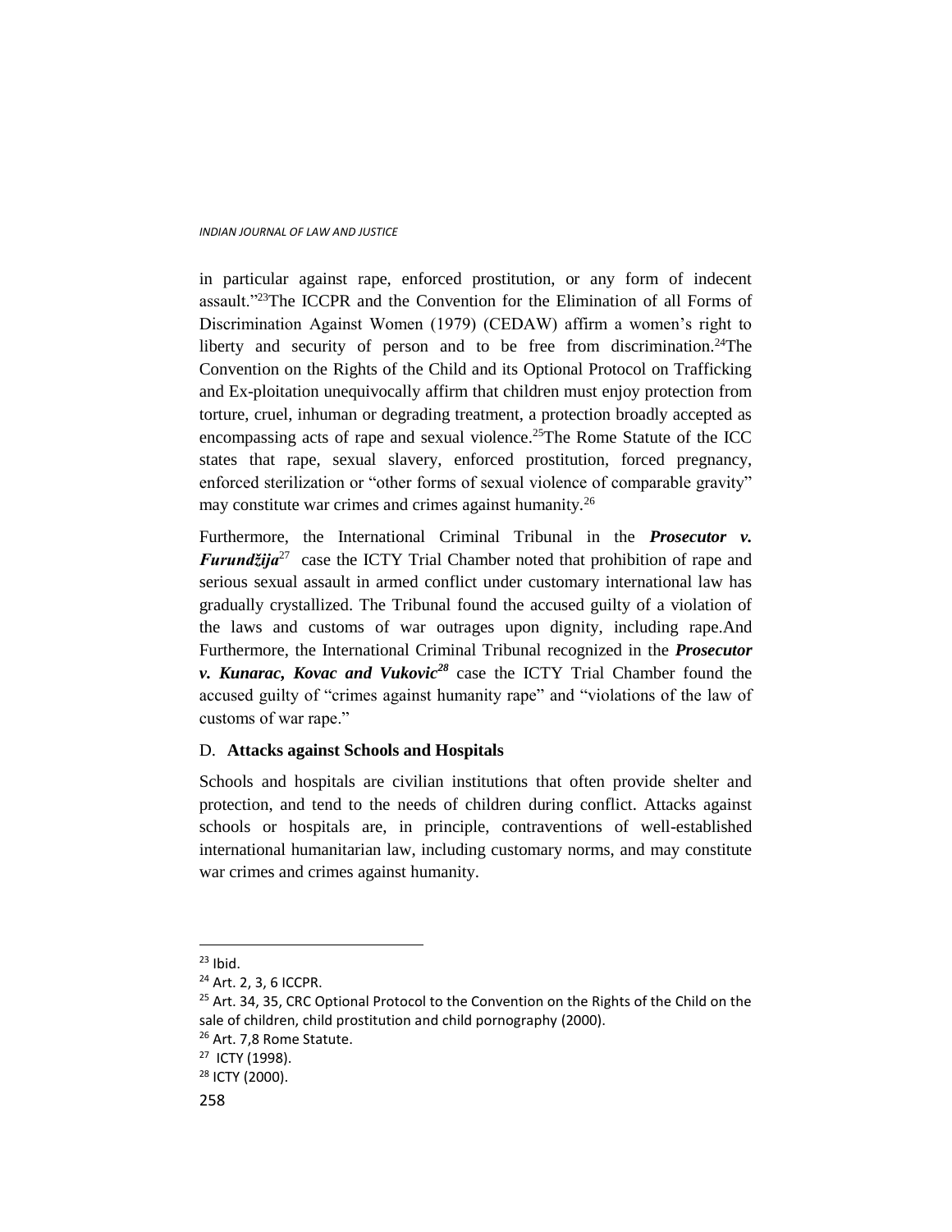in particular against rape, enforced prostitution, or any form of indecent assault."[23]The ICCPR and the Convention for the Elimination of all Forms of Discrimination Against Women (1979) (CEDAW) affirm a women's right to liberty and security of person and to be free from discrimination.[24]The Convention on the Rights of the Child and its Optional Protocol on Trafficking and Ex-ploitation unequivocally affirm that children must enjoy protection from torture, cruel, inhuman or degrading treatment, a protection broadly accepted as encompassing acts of rape and sexual violence.[25]The Rome Statute of the ICC states that rape, sexual slavery, enforced prostitution, forced pregnancy, enforced sterilization or "other forms of sexual violence of comparable gravity" may constitute war crimes and crimes against humanity.[26]

Furthermore, the International Criminal Tribunal in the ***Prosecutor v. Furundžija***[27] case the ICTY Trial Chamber noted that prohibition of rape and serious sexual assault in armed conflict under customary international law has gradually crystallized. The Tribunal found the accused guilty of a violation of the laws and customs of war outrages upon dignity, including rape.And Furthermore, the International Criminal Tribunal recognized in the ***Prosecutor v. Kunarac, Kovac and Vukovic***[28] case the ICTY Trial Chamber found the accused guilty of "crimes against humanity rape" and "violations of the law of customs of war rape."

D. **Attacks against Schools and Hospitals**

Schools and hospitals are civilian institutions that often provide shelter and protection, and tend to the needs of children during conflict. Attacks against schools or hospitals are, in principle, contraventions of well-established international humanitarian law, including customary norms, and may constitute war crimes and crimes against humanity.

---

[23] Ibid.

[24] Art. 2, 3, 6 ICCPR.

[25] Art. 34, 35, CRC Optional Protocol to the Convention on the Rights of the Child on the sale of children, child prostitution and child pornography (2000).

[26] Art. 7,8 Rome Statute.

[27] ICTY (1998).

[28] ICTY (2000).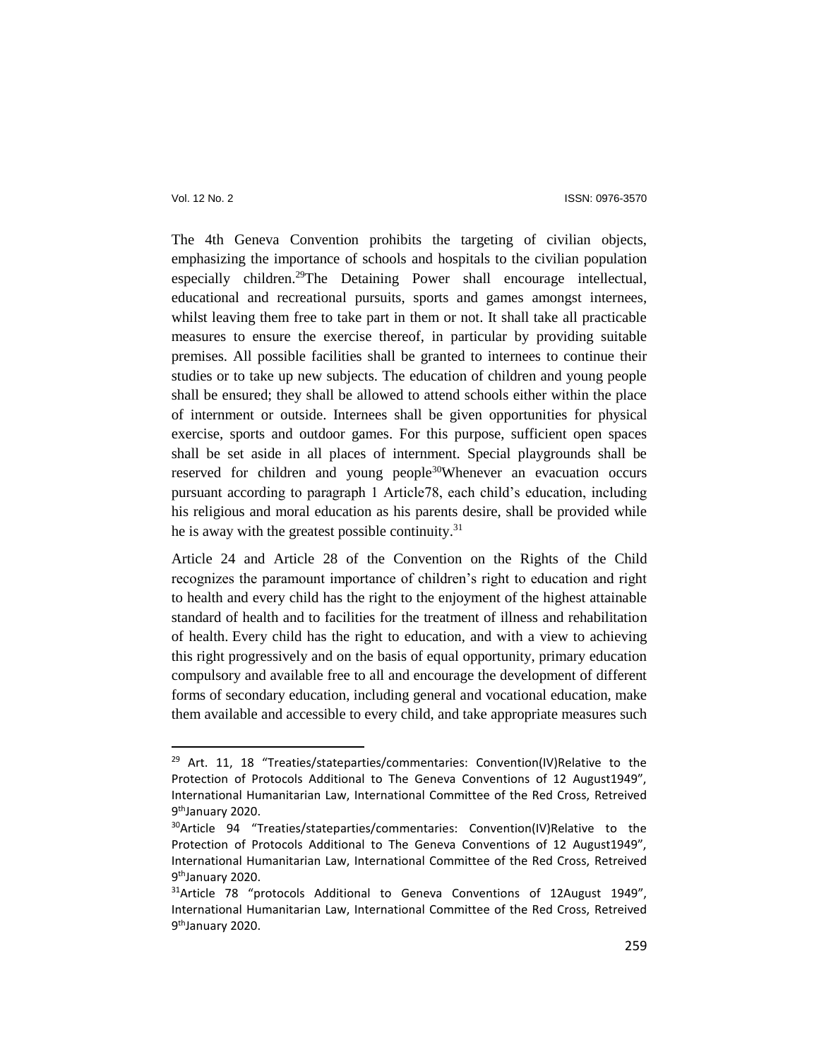The 4th Geneva Convention prohibits the targeting of civilian objects, emphasizing the importance of schools and hospitals to the civilian population especially children.[29]The Detaining Power shall encourage intellectual, educational and recreational pursuits, sports and games amongst internees, whilst leaving them free to take part in them or not. It shall take all practicable measures to ensure the exercise thereof, in particular by providing suitable premises. All possible facilities shall be granted to internees to continue their studies or to take up new subjects. The education of children and young people shall be ensured; they shall be allowed to attend schools either within the place of internment or outside. Internees shall be given opportunities for physical exercise, sports and outdoor games. For this purpose, sufficient open spaces shall be set aside in all places of internment. Special playgrounds shall be reserved for children and young people[30]Whenever an evacuation occurs pursuant according to paragraph 1 Article78, each child's education, including his religious and moral education as his parents desire, shall be provided while he is away with the greatest possible continuity.[31]

Article 24 and Article 28 of the Convention on the Rights of the Child recognizes the paramount importance of children's right to education and right to health and every child has the right to the enjoyment of the highest attainable standard of health and to facilities for the treatment of illness and rehabilitation of health. Every child has the right to education, and with a view to achieving this right progressively and on the basis of equal opportunity, primary education compulsory and available free to all and encourage the development of different forms of secondary education, including general and vocational education, make them available and accessible to every child, and take appropriate measures such

---

[29] Art. 11, 18 "Treaties/stateparties/commentaries: Convention(IV)Relative to the Protection of Protocols Additional to The Geneva Conventions of 12 August1949", International Humanitarian Law, International Committee of the Red Cross, Retreived 9thJanuary 2020.

[30]Article 94 "Treaties/stateparties/commentaries: Convention(IV)Relative to the Protection of Protocols Additional to The Geneva Conventions of 12 August1949", International Humanitarian Law, International Committee of the Red Cross, Retreived 9thJanuary 2020.

[31]Article 78 "protocols Additional to Geneva Conventions of 12August 1949", International Humanitarian Law, International Committee of the Red Cross, Retreived 9thJanuary 2020.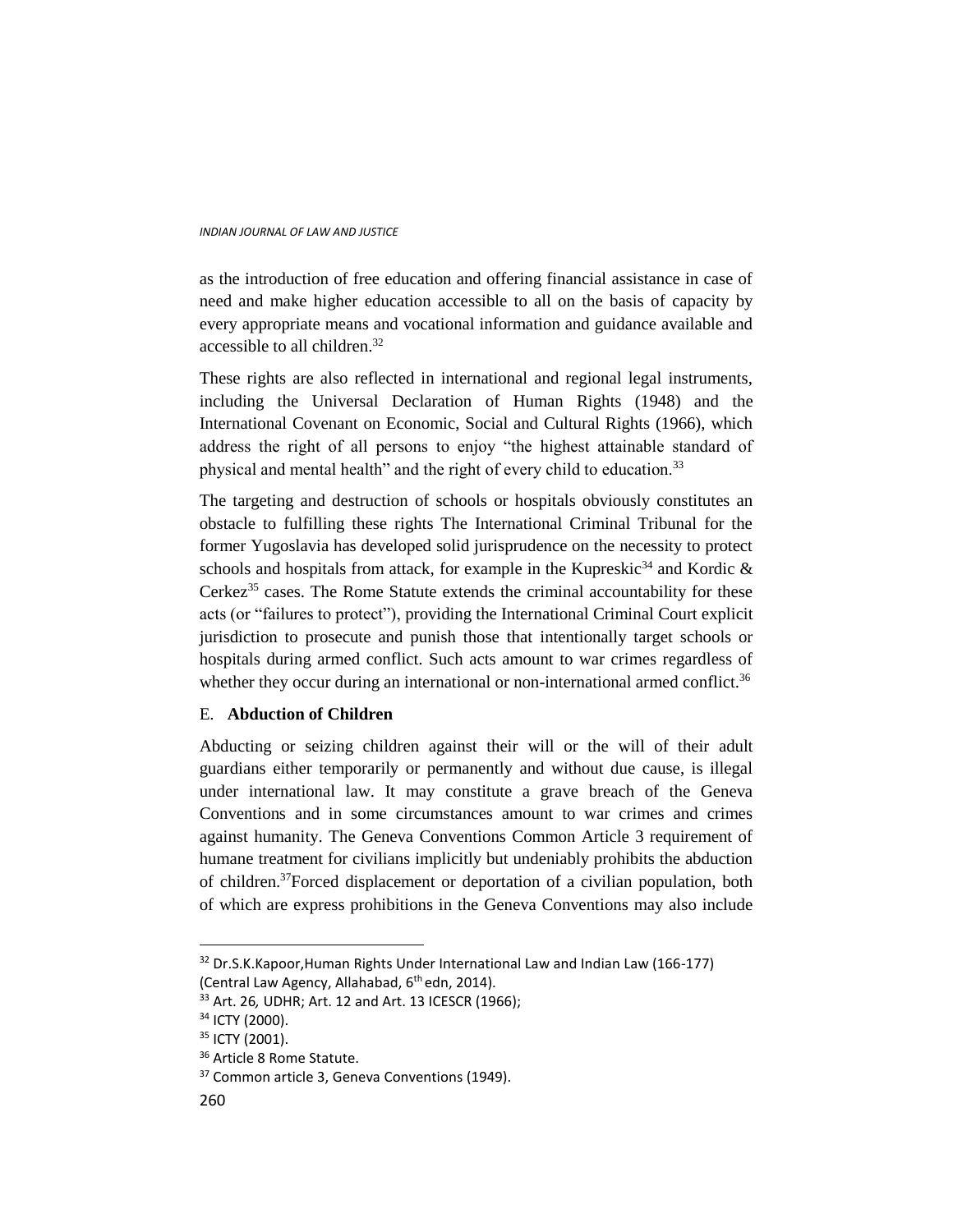as the introduction of free education and offering financial assistance in case of need and make higher education accessible to all on the basis of capacity by every appropriate means and vocational information and guidance available and accessible to all children.[32]

These rights are also reflected in international and regional legal instruments, including the Universal Declaration of Human Rights (1948) and the International Covenant on Economic, Social and Cultural Rights (1966), which address the right of all persons to enjoy "the highest attainable standard of physical and mental health" and the right of every child to education.[33]

The targeting and destruction of schools or hospitals obviously constitutes an obstacle to fulfilling these rights The International Criminal Tribunal for the former Yugoslavia has developed solid jurisprudence on the necessity to protect schools and hospitals from attack, for example in the Kupreskic[34] and Kordic & Cerkez[35] cases. The Rome Statute extends the criminal accountability for these acts (or "failures to protect"), providing the International Criminal Court explicit jurisdiction to prosecute and punish those that intentionally target schools or hospitals during armed conflict. Such acts amount to war crimes regardless of whether they occur during an international or non-international armed conflict.[36]

E. **Abduction of Children**

Abducting or seizing children against their will or the will of their adult guardians either temporarily or permanently and without due cause, is illegal under international law. It may constitute a grave breach of the Geneva Conventions and in some circumstances amount to war crimes and crimes against humanity. The Geneva Conventions Common Article 3 requirement of humane treatment for civilians implicitly but undeniably prohibits the abduction of children.[37]Forced displacement or deportation of a civilian population, both of which are express prohibitions in the Geneva Conventions may also include

---

[32] Dr.S.K.Kapoor,Human Rights Under International Law and Indian Law (166-177) (Central Law Agency, Allahabad, 6th edn, 2014).

[33] Art. 26, UDHR; Art. 12 and Art. 13 ICESCR (1966);

[34] ICTY (2000).

[35] ICTY (2001).

[36] Article 8 Rome Statute.

[37] Common article 3, Geneva Conventions (1949).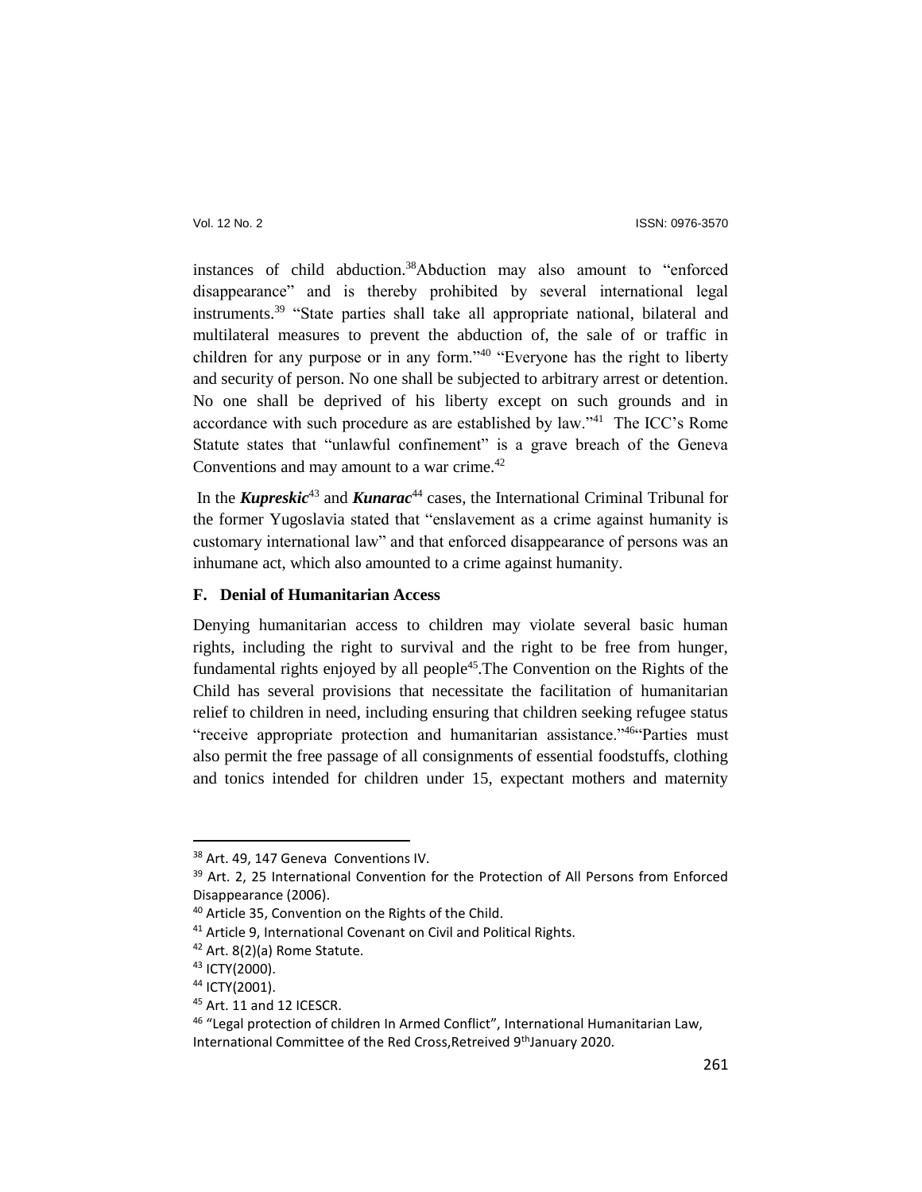instances of child abduction.[38]Abduction may also amount to "enforced disappearance" and is thereby prohibited by several international legal instruments.[39] "State parties shall take all appropriate national, bilateral and multilateral measures to prevent the abduction of, the sale of or traffic in children for any purpose or in any form."[40] "Everyone has the right to liberty and security of person. No one shall be subjected to arbitrary arrest or detention. No one shall be deprived of his liberty except on such grounds and in accordance with such procedure as are established by law."[41] The ICC's Rome Statute states that "unlawful confinement" is a grave breach of the Geneva Conventions and may amount to a war crime.[42]

In the ***Kupreskic***[43] and ***Kunarac***[44] cases, the International Criminal Tribunal for the former Yugoslavia stated that "enslavement as a crime against humanity is customary international law" and that enforced disappearance of persons was an inhumane act, which also amounted to a crime against humanity.

### F. Denial of Humanitarian Access

Denying humanitarian access to children may violate several basic human rights, including the right to survival and the right to be free from hunger, fundamental rights enjoyed by all people[45].The Convention on the Rights of the Child has several provisions that necessitate the facilitation of humanitarian relief to children in need, including ensuring that children seeking refugee status "receive appropriate protection and humanitarian assistance."[46]"Parties must also permit the free passage of all consignments of essential foodstuffs, clothing and tonics intended for children under 15, expectant mothers and maternity

---

[38] Art. 49, 147 Geneva Conventions IV.

[39] Art. 2, 25 International Convention for the Protection of All Persons from Enforced Disappearance (2006).

[40] Article 35, Convention on the Rights of the Child.

[41] Article 9, International Covenant on Civil and Political Rights.

[42] Art. 8(2)(a) Rome Statute.

[43] ICTY(2000).

[44] ICTY(2001).

[45] Art. 11 and 12 ICESCR.

[46] "Legal protection of children In Armed Conflict", International Humanitarian Law, International Committee of the Red Cross,Retreived 9thJanuary 2020.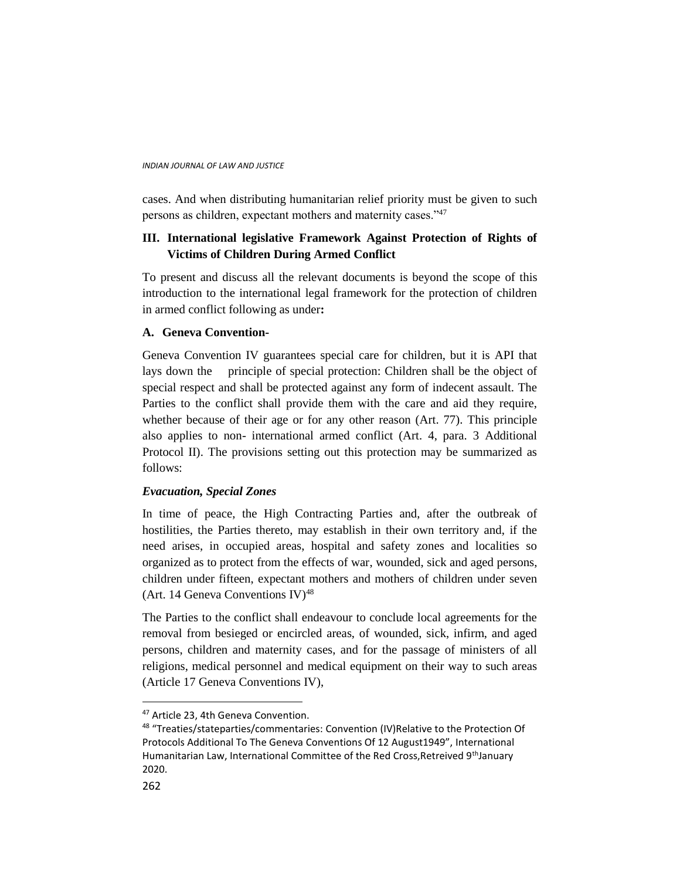cases. And when distributing humanitarian relief priority must be given to such persons as children, expectant mothers and maternity cases."[47]

### III. International legislative Framework Against Protection of Rights of Victims of Children During Armed Conflict

To present and discuss all the relevant documents is beyond the scope of this introduction to the international legal framework for the protection of children in armed conflict following as under**:**

#### A. Geneva Convention-

Geneva Convention IV guarantees special care for children, but it is API that lays down the principle of special protection: Children shall be the object of special respect and shall be protected against any form of indecent assault. The Parties to the conflict shall provide them with the care and aid they require, whether because of their age or for any other reason (Art. 77). This principle also applies to non- international armed conflict (Art. 4, para. 3 Additional Protocol II). The provisions setting out this protection may be summarized as follows:

***Evacuation, Special Zones***

In time of peace, the High Contracting Parties and, after the outbreak of hostilities, the Parties thereto, may establish in their own territory and, if the need arises, in occupied areas, hospital and safety zones and localities so organized as to protect from the effects of war, wounded, sick and aged persons, children under fifteen, expectant mothers and mothers of children under seven (Art. 14 Geneva Conventions IV)[48]

The Parties to the conflict shall endeavour to conclude local agreements for the removal from besieged or encircled areas, of wounded, sick, infirm, and aged persons, children and maternity cases, and for the passage of ministers of all religions, medical personnel and medical equipment on their way to such areas (Article 17 Geneva Conventions IV),

---

[47] Article 23, 4th Geneva Convention.

[48] "Treaties/stateparties/commentaries: Convention (IV)Relative to the Protection Of Protocols Additional To The Geneva Conventions Of 12 August1949", International Humanitarian Law, International Committee of the Red Cross,Retreived 9thJanuary 2020.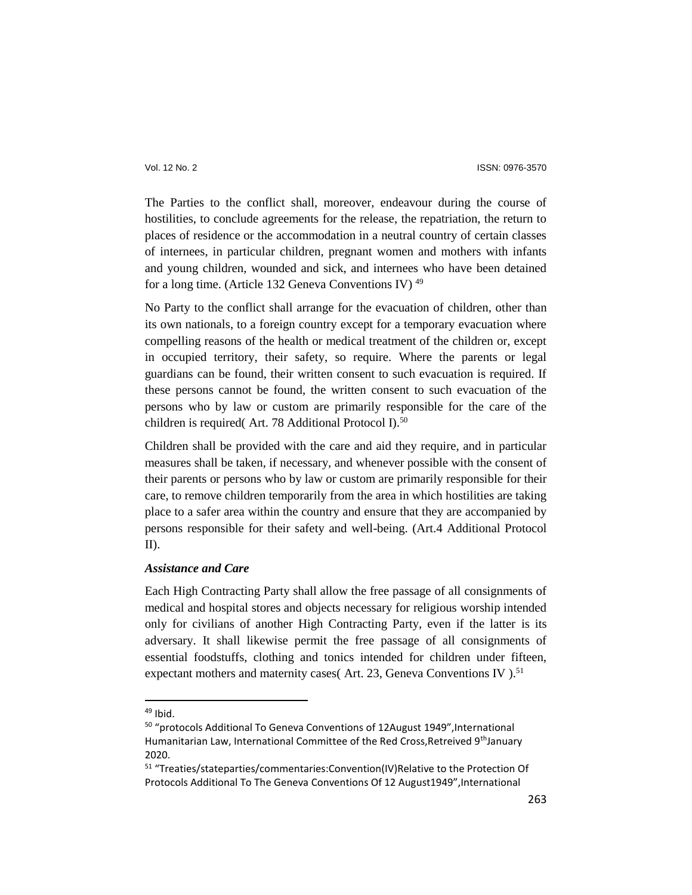The Parties to the conflict shall, moreover, endeavour during the course of hostilities, to conclude agreements for the release, the repatriation, the return to places of residence or the accommodation in a neutral country of certain classes of internees, in particular children, pregnant women and mothers with infants and young children, wounded and sick, and internees who have been detained for a long time. (Article 132 Geneva Conventions IV) [49]

No Party to the conflict shall arrange for the evacuation of children, other than its own nationals, to a foreign country except for a temporary evacuation where compelling reasons of the health or medical treatment of the children or, except in occupied territory, their safety, so require. Where the parents or legal guardians can be found, their written consent to such evacuation is required. If these persons cannot be found, the written consent to such evacuation of the persons who by law or custom are primarily responsible for the care of the children is required( Art. 78 Additional Protocol I).[50]

Children shall be provided with the care and aid they require, and in particular measures shall be taken, if necessary, and whenever possible with the consent of their parents or persons who by law or custom are primarily responsible for their care, to remove children temporarily from the area in which hostilities are taking place to a safer area within the country and ensure that they are accompanied by persons responsible for their safety and well-being. (Art.4 Additional Protocol II).

***Assistance and Care***

Each High Contracting Party shall allow the free passage of all consignments of medical and hospital stores and objects necessary for religious worship intended only for civilians of another High Contracting Party, even if the latter is its adversary. It shall likewise permit the free passage of all consignments of essential foodstuffs, clothing and tonics intended for children under fifteen, expectant mothers and maternity cases( Art. 23, Geneva Conventions IV ).[51]

---

[49] Ibid.

[50] "protocols Additional To Geneva Conventions of 12August 1949",International Humanitarian Law, International Committee of the Red Cross,Retreived 9thJanuary 2020.

[51] "Treaties/stateparties/commentaries:Convention(IV)Relative to the Protection Of Protocols Additional To The Geneva Conventions Of 12 August1949",International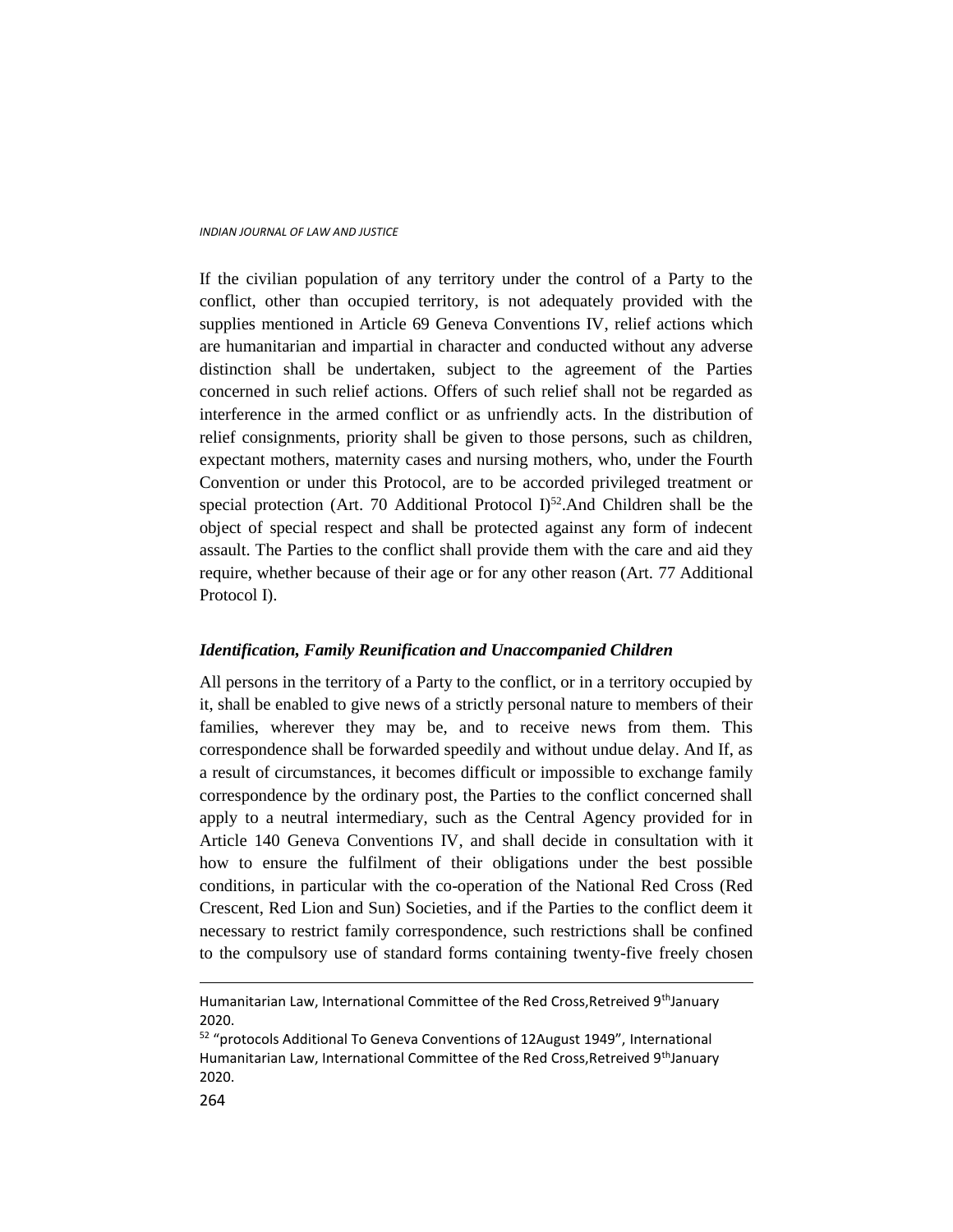If the civilian population of any territory under the control of a Party to the conflict, other than occupied territory, is not adequately provided with the supplies mentioned in Article 69 Geneva Conventions IV, relief actions which are humanitarian and impartial in character and conducted without any adverse distinction shall be undertaken, subject to the agreement of the Parties concerned in such relief actions. Offers of such relief shall not be regarded as interference in the armed conflict or as unfriendly acts. In the distribution of relief consignments, priority shall be given to those persons, such as children, expectant mothers, maternity cases and nursing mothers, who, under the Fourth Convention or under this Protocol, are to be accorded privileged treatment or special protection (Art. 70 Additional Protocol I)[52].And Children shall be the object of special respect and shall be protected against any form of indecent assault. The Parties to the conflict shall provide them with the care and aid they require, whether because of their age or for any other reason (Art. 77 Additional Protocol I).

### *Identification, Family Reunification and Unaccompanied Children*

All persons in the territory of a Party to the conflict, or in a territory occupied by it, shall be enabled to give news of a strictly personal nature to members of their families, wherever they may be, and to receive news from them. This correspondence shall be forwarded speedily and without undue delay. And If, as a result of circumstances, it becomes difficult or impossible to exchange family correspondence by the ordinary post, the Parties to the conflict concerned shall apply to a neutral intermediary, such as the Central Agency provided for in Article 140 Geneva Conventions IV, and shall decide in consultation with it how to ensure the fulfilment of their obligations under the best possible conditions, in particular with the co-operation of the National Red Cross (Red Crescent, Red Lion and Sun) Societies, and if the Parties to the conflict deem it necessary to restrict family correspondence, such restrictions shall be confined to the compulsory use of standard forms containing twenty-five freely chosen

---

Humanitarian Law, International Committee of the Red Cross,Retreived 9thJanuary 2020.

[52] "protocols Additional To Geneva Conventions of 12August 1949", International Humanitarian Law, International Committee of the Red Cross,Retreived 9thJanuary 2020.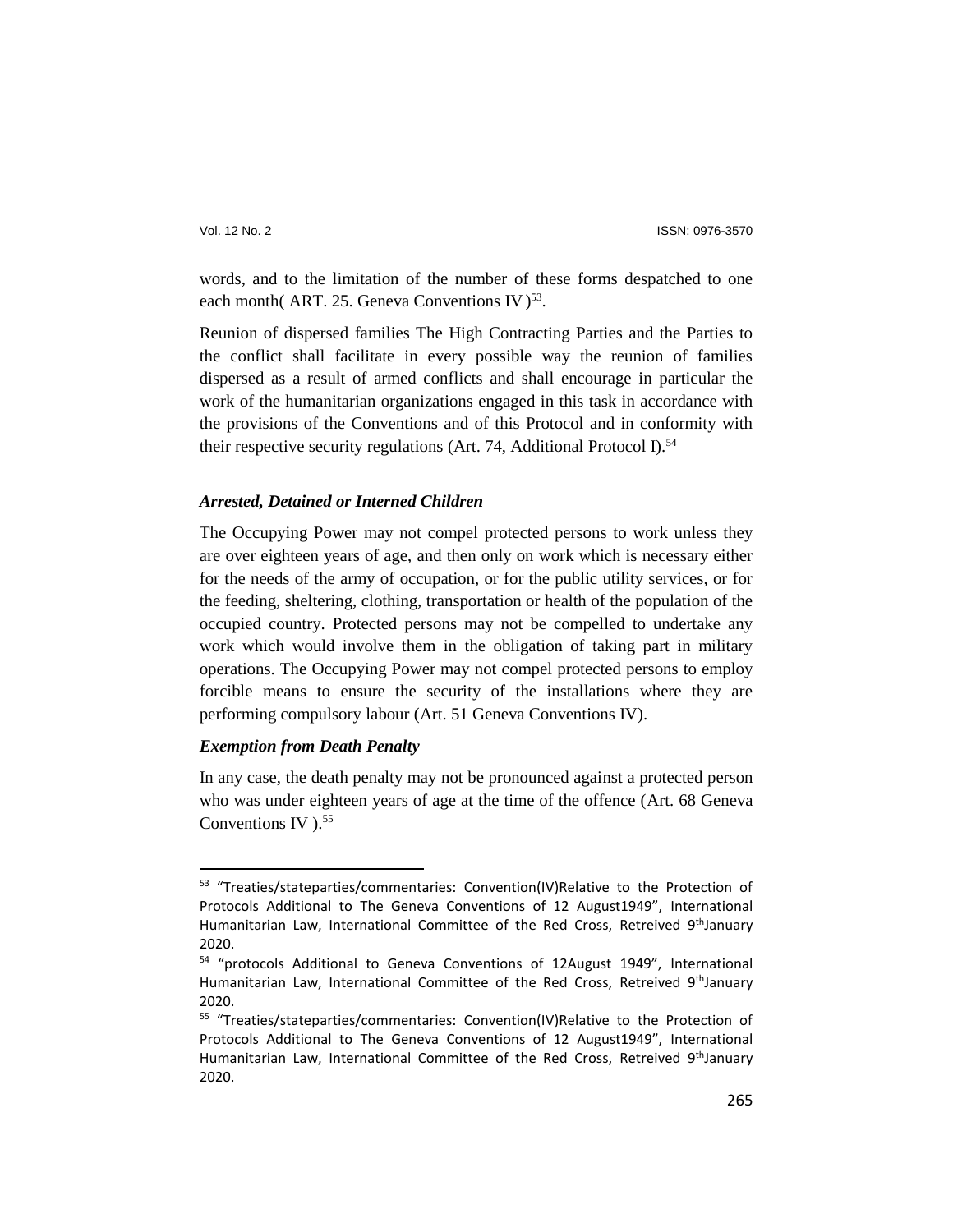words, and to the limitation of the number of these forms despatched to one each month( ART. 25. Geneva Conventions IV )[53].

Reunion of dispersed families The High Contracting Parties and the Parties to the conflict shall facilitate in every possible way the reunion of families dispersed as a result of armed conflicts and shall encourage in particular the work of the humanitarian organizations engaged in this task in accordance with the provisions of the Conventions and of this Protocol and in conformity with their respective security regulations (Art. 74, Additional Protocol I).[54]

### *Arrested, Detained or Interned Children*

The Occupying Power may not compel protected persons to work unless they are over eighteen years of age, and then only on work which is necessary either for the needs of the army of occupation, or for the public utility services, or for the feeding, sheltering, clothing, transportation or health of the population of the occupied country. Protected persons may not be compelled to undertake any work which would involve them in the obligation of taking part in military operations. The Occupying Power may not compel protected persons to employ forcible means to ensure the security of the installations where they are performing compulsory labour (Art. 51 Geneva Conventions IV).

### *Exemption from Death Penalty*

In any case, the death penalty may not be pronounced against a protected person who was under eighteen years of age at the time of the offence (Art. 68 Geneva Conventions IV ).[55]

---

[53] "Treaties/stateparties/commentaries: Convention(IV)Relative to the Protection of Protocols Additional to The Geneva Conventions of 12 August1949", International Humanitarian Law, International Committee of the Red Cross, Retreived 9thJanuary 2020.

[54] "protocols Additional to Geneva Conventions of 12August 1949", International Humanitarian Law, International Committee of the Red Cross, Retreived 9thJanuary 2020.

[55] "Treaties/stateparties/commentaries: Convention(IV)Relative to the Protection of Protocols Additional to The Geneva Conventions of 12 August1949", International Humanitarian Law, International Committee of the Red Cross, Retreived 9thJanuary 2020.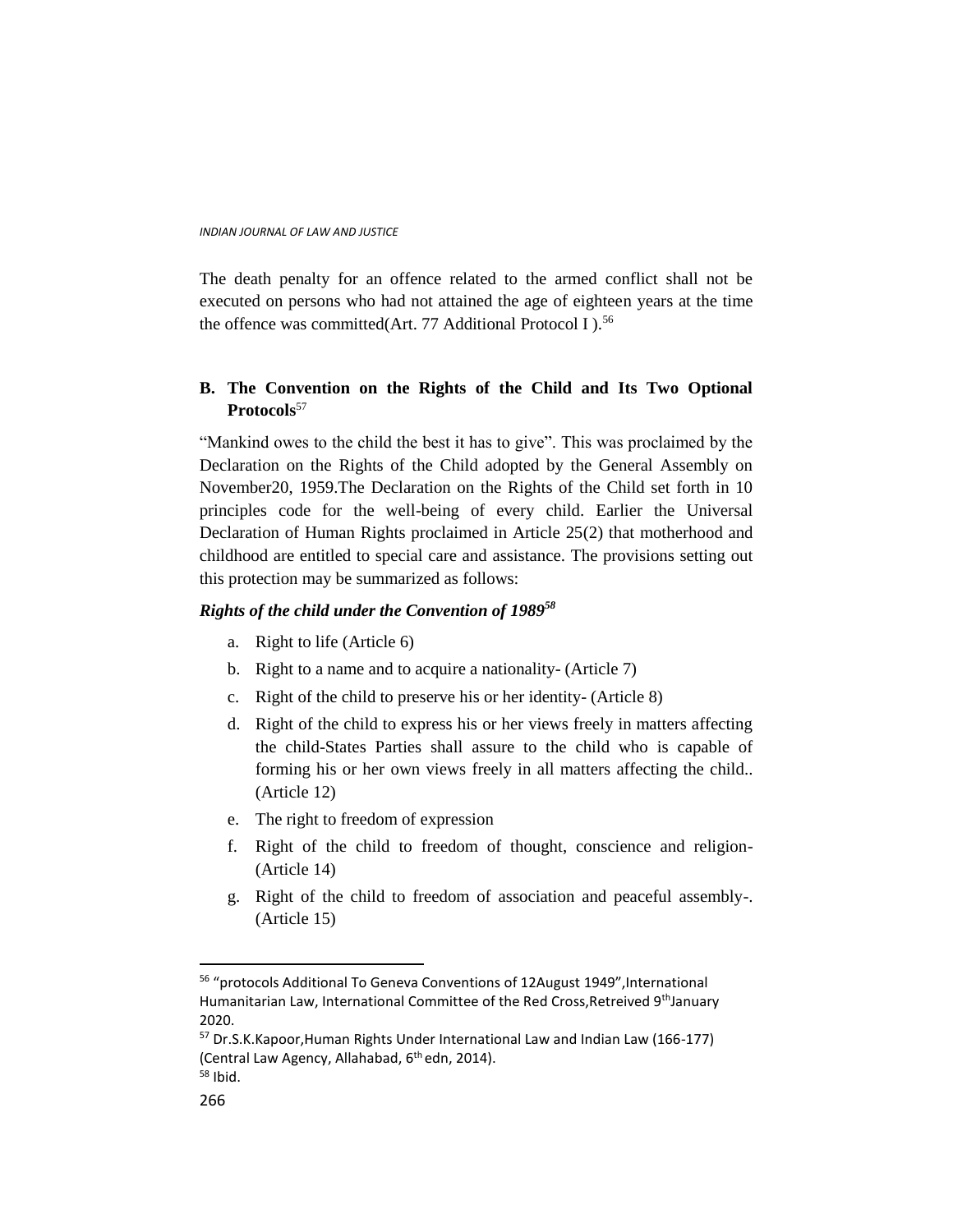The death penalty for an offence related to the armed conflict shall not be executed on persons who had not attained the age of eighteen years at the time the offence was committed(Art. 77 Additional Protocol I ).[56]

**B. The Convention on the Rights of the Child and Its Two Optional Protocols**[57]

"Mankind owes to the child the best it has to give". This was proclaimed by the Declaration on the Rights of the Child adopted by the General Assembly on November20, 1959.The Declaration on the Rights of the Child set forth in 10 principles code for the well-being of every child. Earlier the Universal Declaration of Human Rights proclaimed in Article 25(2) that motherhood and childhood are entitled to special care and assistance. The provisions setting out this protection may be summarized as follows:

***Rights of the child under the Convention of 1989***[58]

a. Right to life (Article 6)
b. Right to a name and to acquire a nationality- (Article 7)
c. Right of the child to preserve his or her identity- (Article 8)
d. Right of the child to express his or her views freely in matters affecting the child-States Parties shall assure to the child who is capable of forming his or her own views freely in all matters affecting the child.. (Article 12)
e. The right to freedom of expression
f. Right of the child to freedom of thought, conscience and religion- (Article 14)
g. Right of the child to freedom of association and peaceful assembly-. (Article 15)

---

[56] "protocols Additional To Geneva Conventions of 12August 1949",International Humanitarian Law, International Committee of the Red Cross,Retreived 9thJanuary 2020.

[57] Dr.S.K.Kapoor,Human Rights Under International Law and Indian Law (166-177) (Central Law Agency, Allahabad, 6th edn, 2014).

[58] Ibid.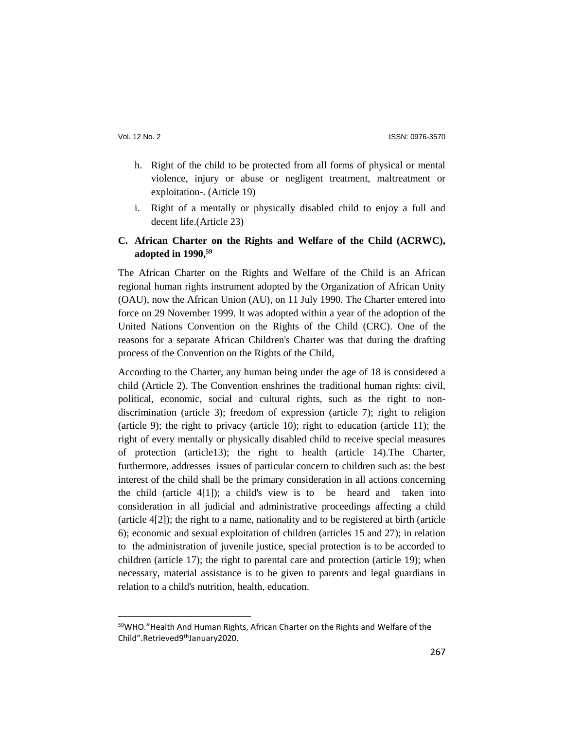h. Right of the child to be protected from all forms of physical or mental violence, injury or abuse or negligent treatment, maltreatment or exploitation-. (Article 19)

i. Right of a mentally or physically disabled child to enjoy a full and decent life.(Article 23)

**C. African Charter on the Rights and Welfare of the Child (ACRWC), adopted in 1990,[59]**

The African Charter on the Rights and Welfare of the Child is an African regional human rights instrument adopted by the Organization of African Unity (OAU), now the African Union (AU), on 11 July 1990. The Charter entered into force on 29 November 1999. It was adopted within a year of the adoption of the United Nations Convention on the Rights of the Child (CRC). One of the reasons for a separate African Children's Charter was that during the drafting process of the Convention on the Rights of the Child,

According to the Charter, any human being under the age of 18 is considered a child (Article 2). The Convention enshrines the traditional human rights: civil, political, economic, social and cultural rights, such as the right to non-discrimination (article 3); freedom of expression (article 7); right to religion (article 9); the right to privacy (article 10); right to education (article 11); the right of every mentally or physically disabled child to receive special measures of protection (article13); the right to health (article 14).The Charter, furthermore, addresses issues of particular concern to children such as: the best interest of the child shall be the primary consideration in all actions concerning the child (article 4[1]); a child's view is to be heard and taken into consideration in all judicial and administrative proceedings affecting a child (article 4[2]); the right to a name, nationality and to be registered at birth (article 6); economic and sexual exploitation of children (articles 15 and 27); in relation to the administration of juvenile justice, special protection is to be accorded to children (article 17); the right to parental care and protection (article 19); when necessary, material assistance is to be given to parents and legal guardians in relation to a child's nutrition, health, education.

---

[59] WHO."Health And Human Rights, African Charter on the Rights and Welfare of the Child".Retrieved9thJanuary2020.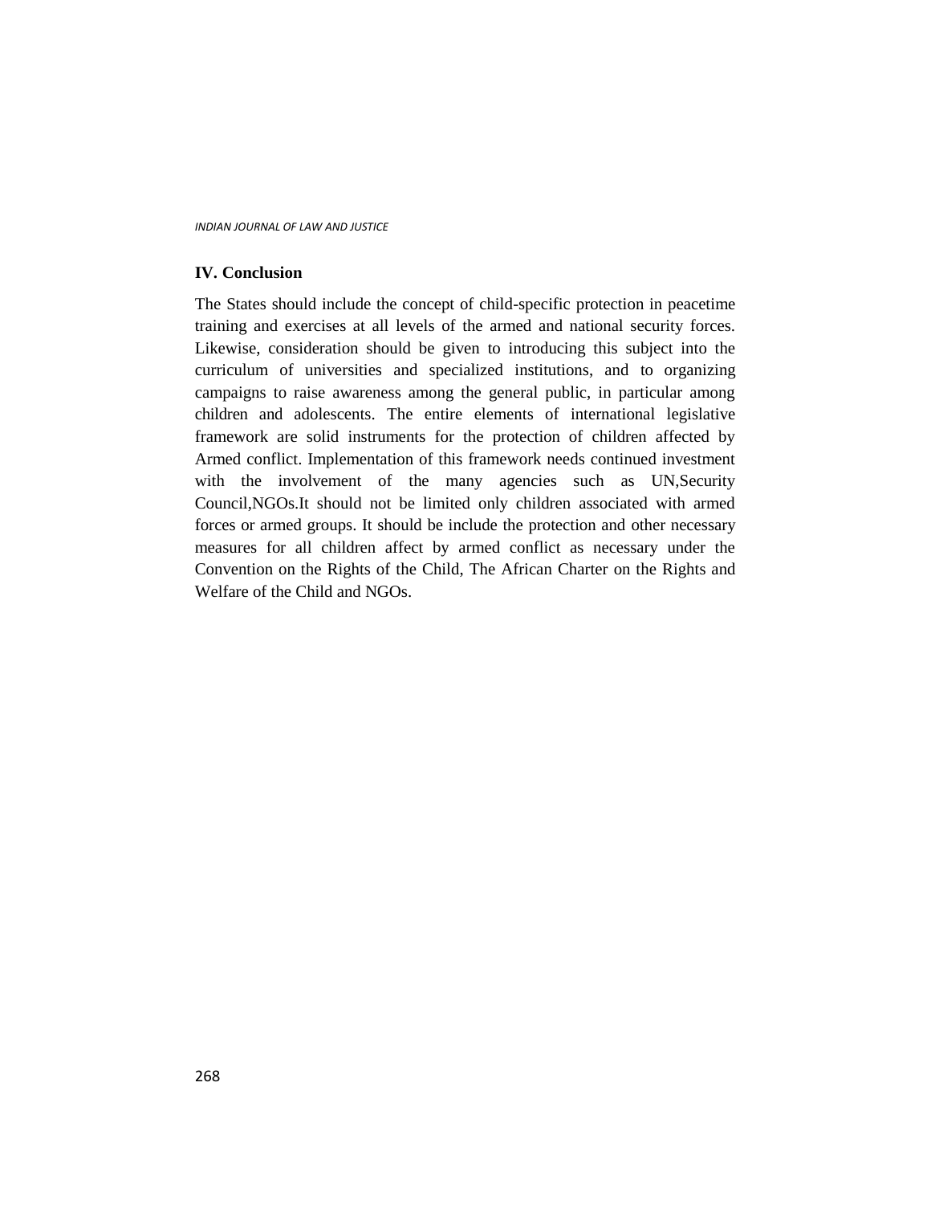## IV. Conclusion

The States should include the concept of child-specific protection in peacetime training and exercises at all levels of the armed and national security forces. Likewise, consideration should be given to introducing this subject into the curriculum of universities and specialized institutions, and to organizing campaigns to raise awareness among the general public, in particular among children and adolescents. The entire elements of international legislative framework are solid instruments for the protection of children affected by Armed conflict. Implementation of this framework needs continued investment with the involvement of the many agencies such as UN,Security Council,NGOs.It should not be limited only children associated with armed forces or armed groups. It should be include the protection and other necessary measures for all children affect by armed conflict as necessary under the Convention on the Rights of the Child, The African Charter on the Rights and Welfare of the Child and NGOs.